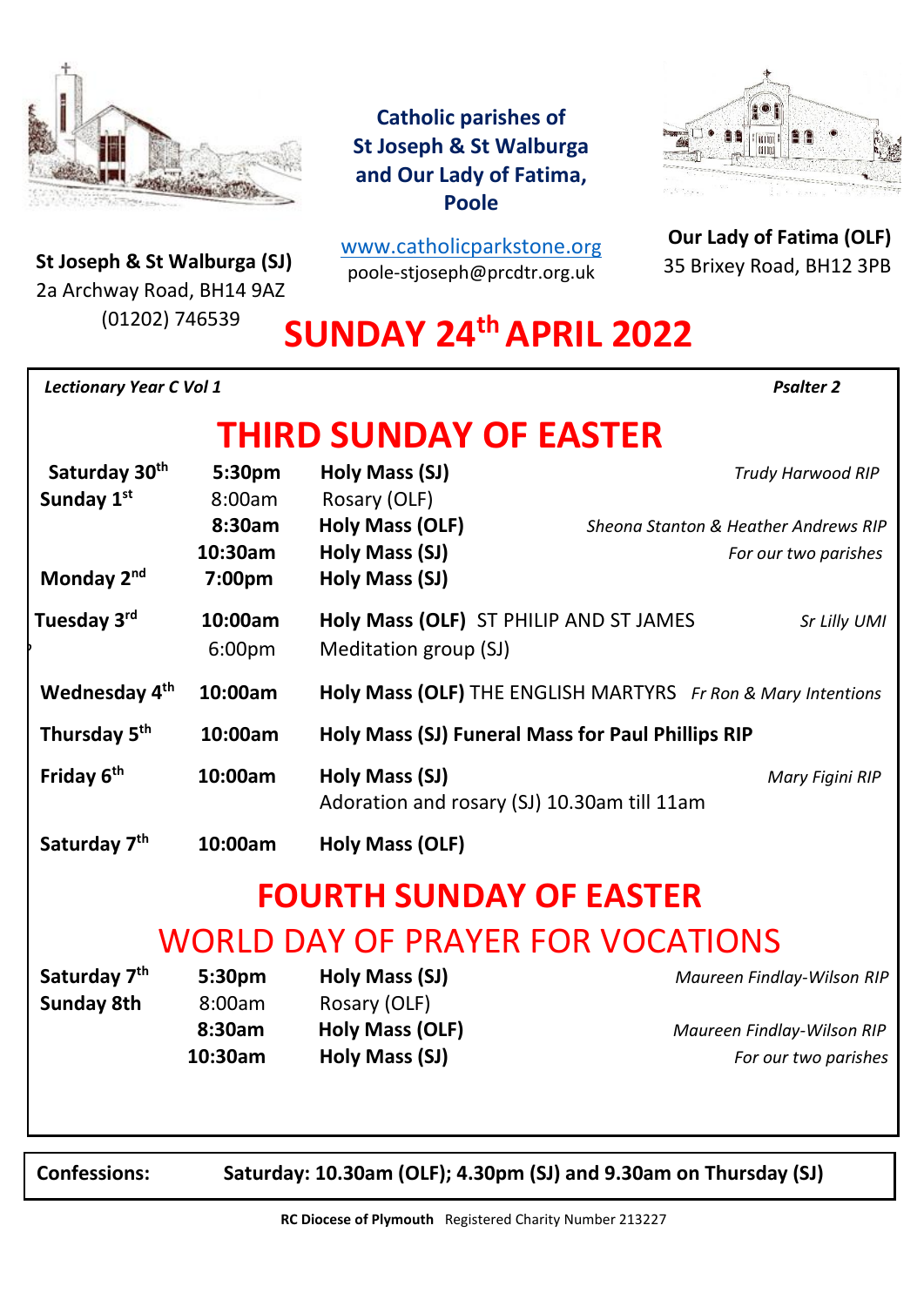**Catholic parishes of St Joseph & St Walburga and Our Lady of Fatima, Poole**

www.catholicparkstone.org
poole-stjoseph@prcdtr.org.uk

**St Joseph & St Walburga (SJ)**
2a Archway Road, BH14 9AZ
(01202) 746539

**Our Lady of Fatima (OLF)**
35 Brixey Road, BH12 3PB

# SUNDAY 24th APRIL 2022

*Lectionary Year C Vol 1* *Psalter 2*

## THIRD SUNDAY OF EASTER

| | | | |
|---|---|---|---|
| **Saturday 30th** | **5:30pm** | **Holy Mass (SJ)** | *Trudy Harwood RIP* |
| **Sunday 1st** | 8:00am | Rosary (OLF) | |
| | **8:30am** | **Holy Mass (OLF)** | *Sheona Stanton & Heather Andrews RIP* |
| | **10:30am** | **Holy Mass (SJ)** | *For our two parishes* |
| **Monday 2nd** | **7:00pm** | **Holy Mass (SJ)** | |
| **Tuesday 3rd** | **10:00am** | **Holy Mass (OLF)** ST PHILIP AND ST JAMES | *Sr Lilly UMI* |
| | 6:00pm | Meditation group (SJ) | |
| **Wednesday 4th** | **10:00am** | **Holy Mass (OLF)** THE ENGLISH MARTYRS | *Fr Ron & Mary Intentions* |
| **Thursday 5th** | **10:00am** | **Holy Mass (SJ) Funeral Mass for Paul Phillips RIP** | |
| **Friday 6th** | **10:00am** | **Holy Mass (SJ)**<br>Adoration and rosary (SJ) 10.30am till 11am | *Mary Figini RIP* |
| **Saturday 7th** | **10:00am** | **Holy Mass (OLF)** | |

## FOURTH SUNDAY OF EASTER

## WORLD DAY OF PRAYER FOR VOCATIONS

| | | | |
|---|---|---|---|
| **Saturday 7th** | **5:30pm** | **Holy Mass (SJ)** | *Maureen Findlay-Wilson RIP* |
| **Sunday 8th** | 8:00am | Rosary (OLF) | |
| | **8:30am** | **Holy Mass (OLF)** | *Maureen Findlay-Wilson RIP* |
| | **10:30am** | **Holy Mass (SJ)** | *For our two parishes* |

**Confessions:** **Saturday: 10.30am (OLF); 4.30pm (SJ) and 9.30am on Thursday (SJ)**

**RC Diocese of Plymouth** Registered Charity Number 213227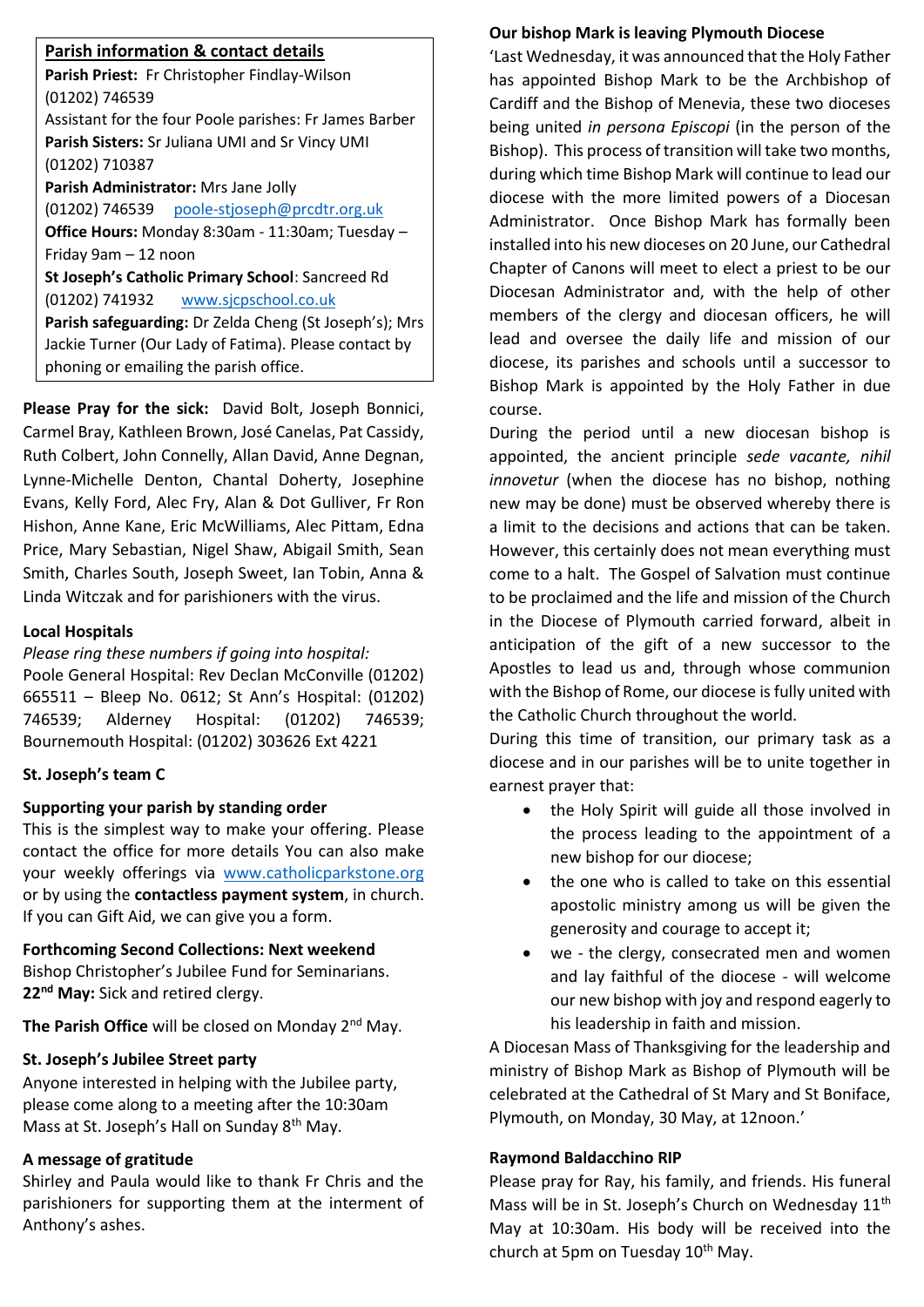## Parish information & contact details

**Parish Priest:** Fr Christopher Findlay-Wilson (01202) 746539
Assistant for the four Poole parishes: Fr James Barber
**Parish Sisters:** Sr Juliana UMI and Sr Vincy UMI (01202) 710387
**Parish Administrator:** Mrs Jane Jolly (01202) 746539 poole-stjoseph@prcdtr.org.uk
**Office Hours:** Monday 8:30am - 11:30am; Tuesday – Friday 9am – 12 noon
**St Joseph's Catholic Primary School**: Sancreed Rd (01202) 741932 www.sjcpschool.co.uk
**Parish safeguarding:** Dr Zelda Cheng (St Joseph's); Mrs Jackie Turner (Our Lady of Fatima). Please contact by phoning or emailing the parish office.

**Please Pray for the sick:** David Bolt, Joseph Bonnici, Carmel Bray, Kathleen Brown, José Canelas, Pat Cassidy, Ruth Colbert, John Connelly, Allan David, Anne Degnan, Lynne-Michelle Denton, Chantal Doherty, Josephine Evans, Kelly Ford, Alec Fry, Alan & Dot Gulliver, Fr Ron Hishon, Anne Kane, Eric McWilliams, Alec Pittam, Edna Price, Mary Sebastian, Nigel Shaw, Abigail Smith, Sean Smith, Charles South, Joseph Sweet, Ian Tobin, Anna & Linda Witczak and for parishioners with the virus.

**Local Hospitals**

*Please ring these numbers if going into hospital:*
Poole General Hospital: Rev Declan McConville (01202) 665511 – Bleep No. 0612; St Ann's Hospital: (01202) 746539; Alderney Hospital: (01202) 746539; Bournemouth Hospital: (01202) 303626 Ext 4221

**St. Joseph's team C**

**Supporting your parish by standing order**

This is the simplest way to make your offering. Please contact the office for more details You can also make your weekly offerings via www.catholicparkstone.org or by using the **contactless payment system**, in church. If you can Gift Aid, we can give you a form.

**Forthcoming Second Collections: Next weekend**
Bishop Christopher's Jubilee Fund for Seminarians.
**22nd May:** Sick and retired clergy.

**The Parish Office** will be closed on Monday 2nd May.

**St. Joseph's Jubilee Street party**

Anyone interested in helping with the Jubilee party, please come along to a meeting after the 10:30am Mass at St. Joseph's Hall on Sunday 8th May.

**A message of gratitude**

Shirley and Paula would like to thank Fr Chris and the parishioners for supporting them at the interment of Anthony's ashes.

**Our bishop Mark is leaving Plymouth Diocese**

'Last Wednesday, it was announced that the Holy Father has appointed Bishop Mark to be the Archbishop of Cardiff and the Bishop of Menevia, these two dioceses being united *in persona Episcopi* (in the person of the Bishop). This process of transition will take two months, during which time Bishop Mark will continue to lead our diocese with the more limited powers of a Diocesan Administrator. Once Bishop Mark has formally been installed into his new dioceses on 20 June, our Cathedral Chapter of Canons will meet to elect a priest to be our Diocesan Administrator and, with the help of other members of the clergy and diocesan officers, he will lead and oversee the daily life and mission of our diocese, its parishes and schools until a successor to Bishop Mark is appointed by the Holy Father in due course.

During the period until a new diocesan bishop is appointed, the ancient principle *sede vacante, nihil innovetur* (when the diocese has no bishop, nothing new may be done) must be observed whereby there is a limit to the decisions and actions that can be taken. However, this certainly does not mean everything must come to a halt. The Gospel of Salvation must continue to be proclaimed and the life and mission of the Church in the Diocese of Plymouth carried forward, albeit in anticipation of the gift of a new successor to the Apostles to lead us and, through whose communion with the Bishop of Rome, our diocese is fully united with the Catholic Church throughout the world.

During this time of transition, our primary task as a diocese and in our parishes will be to unite together in earnest prayer that:

- the Holy Spirit will guide all those involved in the process leading to the appointment of a new bishop for our diocese;
- the one who is called to take on this essential apostolic ministry among us will be given the generosity and courage to accept it;
- we - the clergy, consecrated men and women and lay faithful of the diocese - will welcome our new bishop with joy and respond eagerly to his leadership in faith and mission.

A Diocesan Mass of Thanksgiving for the leadership and ministry of Bishop Mark as Bishop of Plymouth will be celebrated at the Cathedral of St Mary and St Boniface, Plymouth, on Monday, 30 May, at 12noon.'

**Raymond Baldacchino RIP**

Please pray for Ray, his family, and friends. His funeral Mass will be in St. Joseph's Church on Wednesday 11th May at 10:30am. His body will be received into the church at 5pm on Tuesday 10th May.